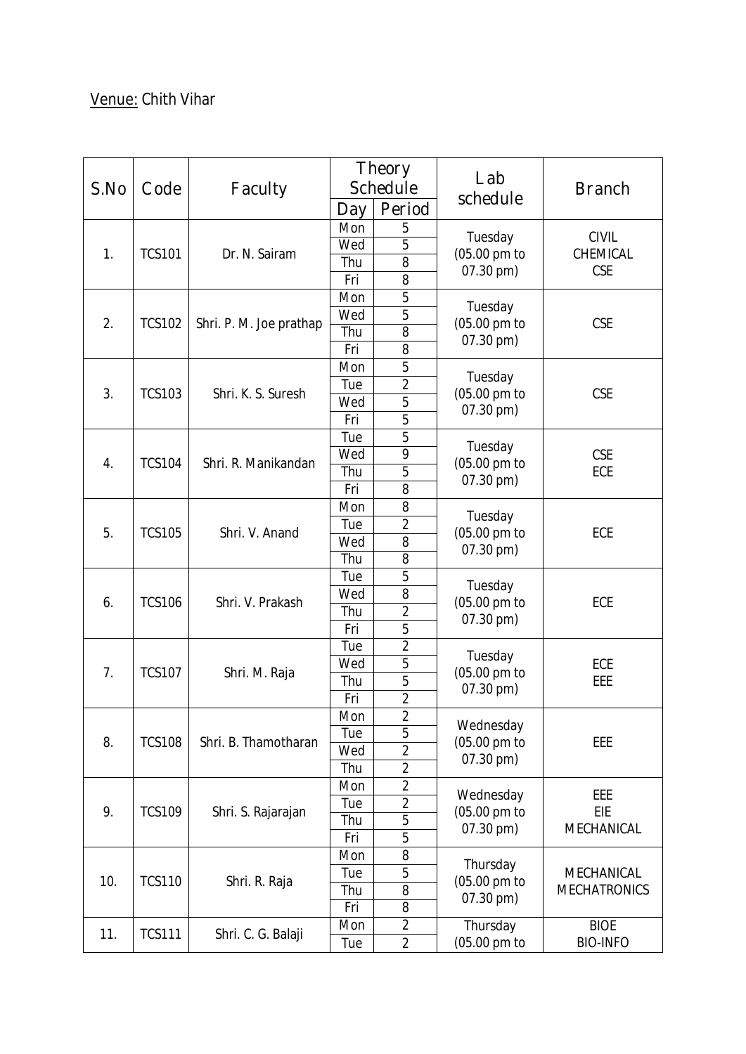Venue: Chith Vihar

| S.No | Code | Faculty | Theory Schedule | | Lab schedule | Branch |
|---|---|---|---|---|---|---|
| | | | Day | Period | | |
| 1. | TCS101 | Dr. N. Sairam | Mon | 5 | Tuesday (05.00 pm to 07.30 pm) | CIVIL CHEMICAL CSE |
| | | | Wed | 5 | | |
| | | | Thu | 8 | | |
| | | | Fri | 8 | | |
| 2. | TCS102 | Shri. P. M. Joe prathap | Mon | 5 | Tuesday (05.00 pm to 07.30 pm) | CSE |
| | | | Wed | 5 | | |
| | | | Thu | 8 | | |
| | | | Fri | 8 | | |
| 3. | TCS103 | Shri. K. S. Suresh | Mon | 5 | Tuesday (05.00 pm to 07.30 pm) | CSE |
| | | | Tue | 2 | | |
| | | | Wed | 5 | | |
| | | | Fri | 5 | | |
| 4. | TCS104 | Shri. R. Manikandan | Tue | 5 | Tuesday (05.00 pm to 07.30 pm) | CSE ECE |
| | | | Wed | 9 | | |
| | | | Thu | 5 | | |
| | | | Fri | 8 | | |
| 5. | TCS105 | Shri. V. Anand | Mon | 8 | Tuesday (05.00 pm to 07.30 pm) | ECE |
| | | | Tue | 2 | | |
| | | | Wed | 8 | | |
| | | | Thu | 8 | | |
| 6. | TCS106 | Shri. V. Prakash | Tue | 5 | Tuesday (05.00 pm to 07.30 pm) | ECE |
| | | | Wed | 8 | | |
| | | | Thu | 2 | | |
| | | | Fri | 5 | | |
| 7. | TCS107 | Shri. M. Raja | Tue | 2 | Tuesday (05.00 pm to 07.30 pm) | ECE EEE |
| | | | Wed | 5 | | |
| | | | Thu | 5 | | |
| | | | Fri | 2 | | |
| 8. | TCS108 | Shri. B. Thamotharan | Mon | 2 | Wednesday (05.00 pm to 07.30 pm) | EEE |
| | | | Tue | 5 | | |
| | | | Wed | 2 | | |
| | | | Thu | 2 | | |
| 9. | TCS109 | Shri. S. Rajarajan | Mon | 2 | Wednesday (05.00 pm to 07.30 pm) | EEE EIE MECHANICAL |
| | | | Tue | 2 | | |
| | | | Thu | 5 | | |
| | | | Fri | 5 | | |
| 10. | TCS110 | Shri. R. Raja | Mon | 8 | Thursday (05.00 pm to 07.30 pm) | MECHANICAL MECHATRONICS |
| | | | Tue | 5 | | |
| | | | Thu | 8 | | |
| | | | Fri | 8 | | |
| 11. | TCS111 | Shri. C. G. Balaji | Mon | 2 | Thursday (05.00 pm to | BIOE BIO-INFO |
| | | | Tue | 2 | | |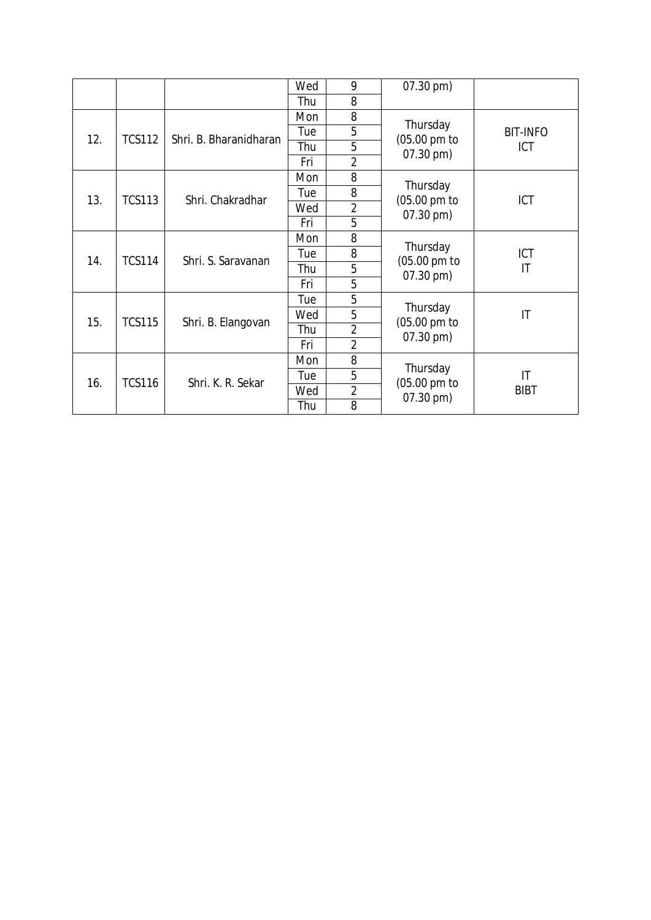| | | | | | | |
|---|---|---|---|---|---|---|
| | | | Wed | 9 | 07.30 pm) | |
| | | | Thu | 8 | | |
| 12. | TCS112 | Shri. B. Bharanidharan | Mon | 8 | Thursday (05.00 pm to 07.30 pm) | BIT-INFO ICT |
| | | | Tue | 5 | | |
| | | | Thu | 5 | | |
| | | | Fri | 2 | | |
| 13. | TCS113 | Shri. Chakradhar | Mon | 8 | Thursday (05.00 pm to 07.30 pm) | ICT |
| | | | Tue | 8 | | |
| | | | Wed | 2 | | |
| | | | Fri | 5 | | |
| 14. | TCS114 | Shri. S. Saravanan | Mon | 8 | Thursday (05.00 pm to 07.30 pm) | ICT IT |
| | | | Tue | 8 | | |
| | | | Thu | 5 | | |
| | | | Fri | 5 | | |
| 15. | TCS115 | Shri. B. Elangovan | Tue | 5 | Thursday (05.00 pm to 07.30 pm) | IT |
| | | | Wed | 5 | | |
| | | | Thu | 2 | | |
| | | | Fri | 2 | | |
| 16. | TCS116 | Shri. K. R. Sekar | Mon | 8 | Thursday (05.00 pm to 07.30 pm) | IT BIBT |
| | | | Tue | 5 | | |
| | | | Wed | 2 | | |
| | | | Thu | 8 | | |